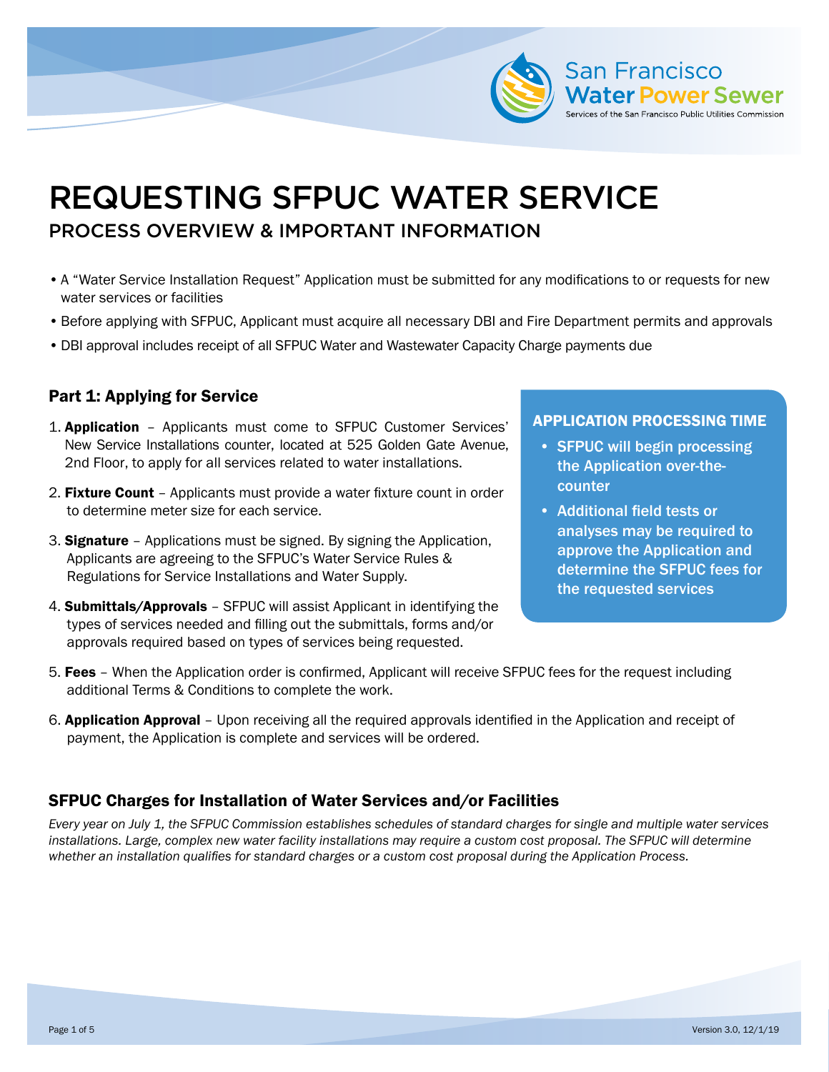# REQUESTING SFPUC WATER SERVICE

## PROCESS OVERVIEW & IMPORTANT INFORMATION

- A "Water Service Installation Request" Application must be submitted for any modifications to or requests for new water services or facilities
- Before applying with SFPUC, Applicant must acquire all necessary DBI and Fire Department permits and approvals
- DBI approval includes receipt of all SFPUC Water and Wastewater Capacity Charge payments due

### Part 1: Applying for Service

1. **Application** – Applicants must come to SFPUC Customer Services' New Service Installations counter, located at 525 Golden Gate Avenue, 2nd Floor, to apply for all services related to water installations.
2. **Fixture Count** – Applicants must provide a water fixture count in order to determine meter size for each service.
3. **Signature** – Applications must be signed. By signing the Application, Applicants are agreeing to the SFPUC's Water Service Rules & Regulations for Service Installations and Water Supply.
4. **Submittals/Approvals** – SFPUC will assist Applicant in identifying the types of services needed and filling out the submittals, forms and/or approvals required based on types of services being requested.
5. **Fees** – When the Application order is confirmed, Applicant will receive SFPUC fees for the request including additional Terms & Conditions to complete the work.
6. **Application Approval** – Upon receiving all the required approvals identified in the Application and receipt of payment, the Application is complete and services will be ordered.

**APPLICATION PROCESSING TIME**

- **SFPUC will begin processing the Application over-the-counter**
- **Additional field tests or analyses may be required to approve the Application and determine the SFPUC fees for the requested services**

### SFPUC Charges for Installation of Water Services and/or Facilities

*Every year on July 1, the SFPUC Commission establishes schedules of standard charges for single and multiple water services installations. Large, complex new water facility installations may require a custom cost proposal. The SFPUC will determine whether an installation qualifies for standard charges or a custom cost proposal during the Application Process.*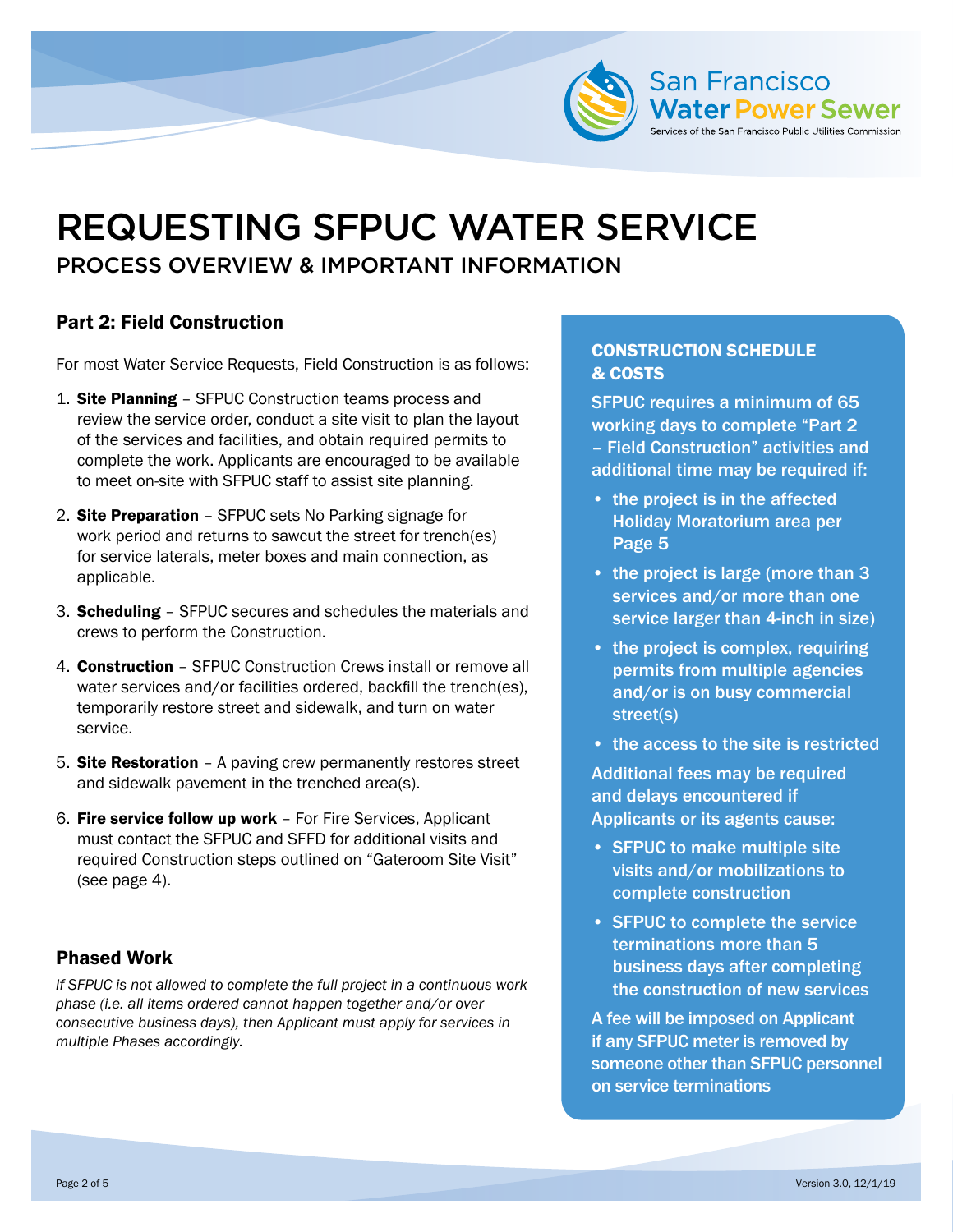# REQUESTING SFPUC WATER SERVICE

## PROCESS OVERVIEW & IMPORTANT INFORMATION

### Part 2: Field Construction

For most Water Service Requests, Field Construction is as follows:

1. **Site Planning** – SFPUC Construction teams process and review the service order, conduct a site visit to plan the layout of the services and facilities, and obtain required permits to complete the work. Applicants are encouraged to be available to meet on-site with SFPUC staff to assist site planning.
2. **Site Preparation** – SFPUC sets No Parking signage for work period and returns to sawcut the street for trench(es) for service laterals, meter boxes and main connection, as applicable.
3. **Scheduling** – SFPUC secures and schedules the materials and crews to perform the Construction.
4. **Construction** – SFPUC Construction Crews install or remove all water services and/or facilities ordered, backfill the trench(es), temporarily restore street and sidewalk, and turn on water service.
5. **Site Restoration** – A paving crew permanently restores street and sidewalk pavement in the trenched area(s).
6. **Fire service follow up work** – For Fire Services, Applicant must contact the SFPUC and SFFD for additional visits and required Construction steps outlined on "Gateroom Site Visit" (see page 4).

### Phased Work

*If SFPUC is not allowed to complete the full project in a continuous work phase (i.e. all items ordered cannot happen together and/or over consecutive business days), then Applicant must apply for services in multiple Phases accordingly.*

### CONSTRUCTION SCHEDULE & COSTS

SFPUC requires a minimum of 65 working days to complete "Part 2 – Field Construction" activities and additional time may be required if:

- the project is in the affected Holiday Moratorium area per Page 5
- the project is large (more than 3 services and/or more than one service larger than 4-inch in size)
- the project is complex, requiring permits from multiple agencies and/or is on busy commercial street(s)
- the access to the site is restricted

Additional fees may be required and delays encountered if Applicants or its agents cause:

- SFPUC to make multiple site visits and/or mobilizations to complete construction
- SFPUC to complete the service terminations more than 5 business days after completing the construction of new services

A fee will be imposed on Applicant if any SFPUC meter is removed by someone other than SFPUC personnel on service terminations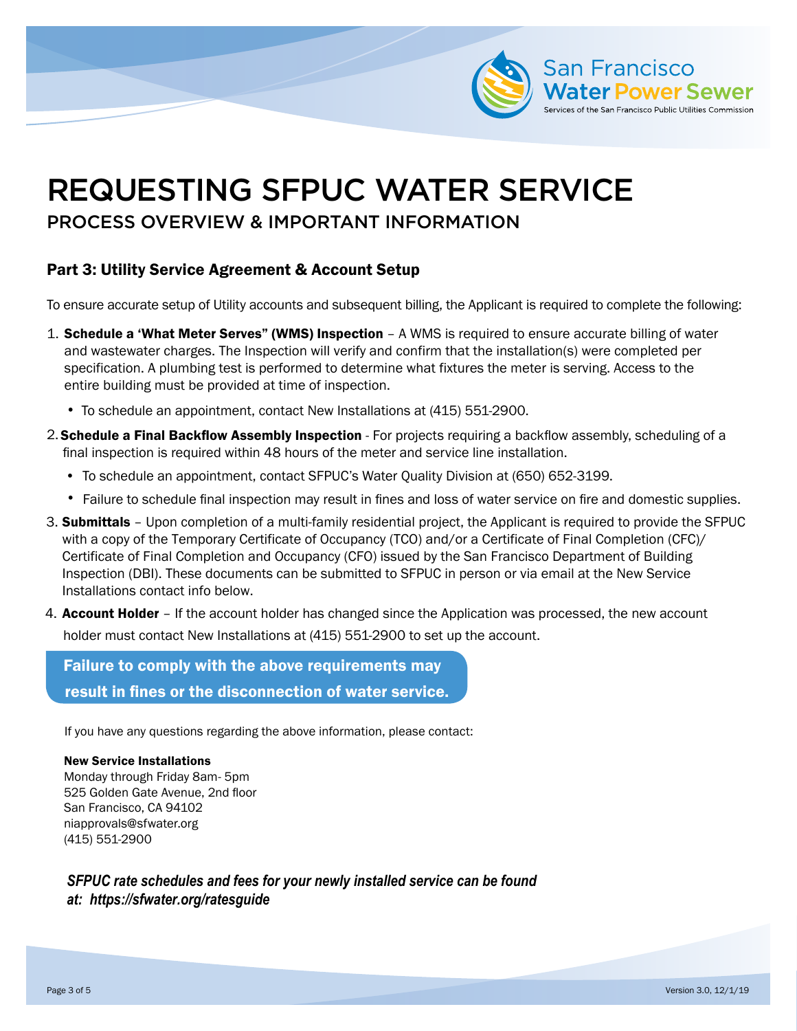# REQUESTING SFPUC WATER SERVICE

## PROCESS OVERVIEW & IMPORTANT INFORMATION

### Part 3: Utility Service Agreement & Account Setup

To ensure accurate setup of Utility accounts and subsequent billing, the Applicant is required to complete the following:

1. **Schedule a 'What Meter Serves" (WMS) Inspection** – A WMS is required to ensure accurate billing of water and wastewater charges. The Inspection will verify and confirm that the installation(s) were completed per specification. A plumbing test is performed to determine what fixtures the meter is serving. Access to the entire building must be provided at time of inspection.
   - To schedule an appointment, contact New Installations at (415) 551-2900.
2. **Schedule a Final Backflow Assembly Inspection** - For projects requiring a backflow assembly, scheduling of a final inspection is required within 48 hours of the meter and service line installation.
   - To schedule an appointment, contact SFPUC's Water Quality Division at (650) 652-3199.
   - Failure to schedule final inspection may result in fines and loss of water service on fire and domestic supplies.
3. **Submittals** – Upon completion of a multi-family residential project, the Applicant is required to provide the SFPUC with a copy of the Temporary Certificate of Occupancy (TCO) and/or a Certificate of Final Completion (CFC)/ Certificate of Final Completion and Occupancy (CFO) issued by the San Francisco Department of Building Inspection (DBI). These documents can be submitted to SFPUC in person or via email at the New Service Installations contact info below.
4. **Account Holder** – If the account holder has changed since the Application was processed, the new account holder must contact New Installations at (415) 551-2900 to set up the account.

**Failure to comply with the above requirements may result in fines or the disconnection of water service.**

If you have any questions regarding the above information, please contact:

**New Service Installations**
Monday through Friday 8am- 5pm
525 Golden Gate Avenue, 2nd floor
San Francisco, CA 94102
niapprovals@sfwater.org
(415) 551-2900

***SFPUC rate schedules and fees for your newly installed service can be found at: https://sfwater.org/ratesguide***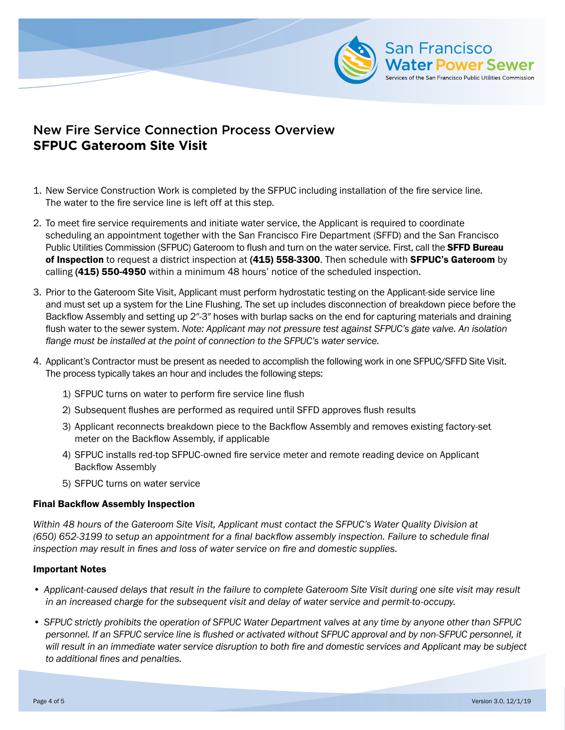# New Fire Service Connection Process Overview
# **SFPUC Gateroom Site Visit**

1. New Service Construction Work is completed by the SFPUC including installation of the fire service line. The water to the fire service line is left off at this step.

2. To meet fire service requirements and initiate water service, the Applicant is required to coordinate scheduling an appointment together with the San Francisco Fire Department (SFFD) and the San Francisco Public Utilities Commission (SFPUC) Gateroom to flush and turn on the water service. First, call the **SFFD Bureau of Inspection** to request a district inspection at **(415) 558-3300**. Then schedule with **SFPUC's Gateroom** by calling **(415) 550-4950** within a minimum 48 hours' notice of the scheduled inspection.

3. Prior to the Gateroom Site Visit, Applicant must perform hydrostatic testing on the Applicant-side service line and must set up a system for the Line Flushing. The set up includes disconnection of breakdown piece before the Backflow Assembly and setting up 2″-3″ hoses with burlap sacks on the end for capturing materials and draining flush water to the sewer system. *Note: Applicant may not pressure test against SFPUC's gate valve. An isolation flange must be installed at the point of connection to the SFPUC's water service.*

4. Applicant's Contractor must be present as needed to accomplish the following work in one SFPUC/SFFD Site Visit. The process typically takes an hour and includes the following steps:

   1) SFPUC turns on water to perform fire service line flush
   2) Subsequent flushes are performed as required until SFFD approves flush results
   3) Applicant reconnects breakdown piece to the Backflow Assembly and removes existing factory-set meter on the Backflow Assembly, if applicable
   4) SFPUC installs red-top SFPUC-owned fire service meter and remote reading device on Applicant Backflow Assembly
   5) SFPUC turns on water service

### Final Backflow Assembly Inspection

*Within 48 hours of the Gateroom Site Visit, Applicant must contact the SFPUC's Water Quality Division at (650) 652-3199 to setup an appointment for a final backflow assembly inspection. Failure to schedule final inspection may result in fines and loss of water service on fire and domestic supplies.*

### Important Notes

- *Applicant-caused delays that result in the failure to complete Gateroom Site Visit during one site visit may result in an increased charge for the subsequent visit and delay of water service and permit-to-occupy.*
- *SFPUC strictly prohibits the operation of SFPUC Water Department valves at any time by anyone other than SFPUC personnel. If an SFPUC service line is flushed or activated without SFPUC approval and by non-SFPUC personnel, it will result in an immediate water service disruption to both fire and domestic services and Applicant may be subject to additional fines and penalties.*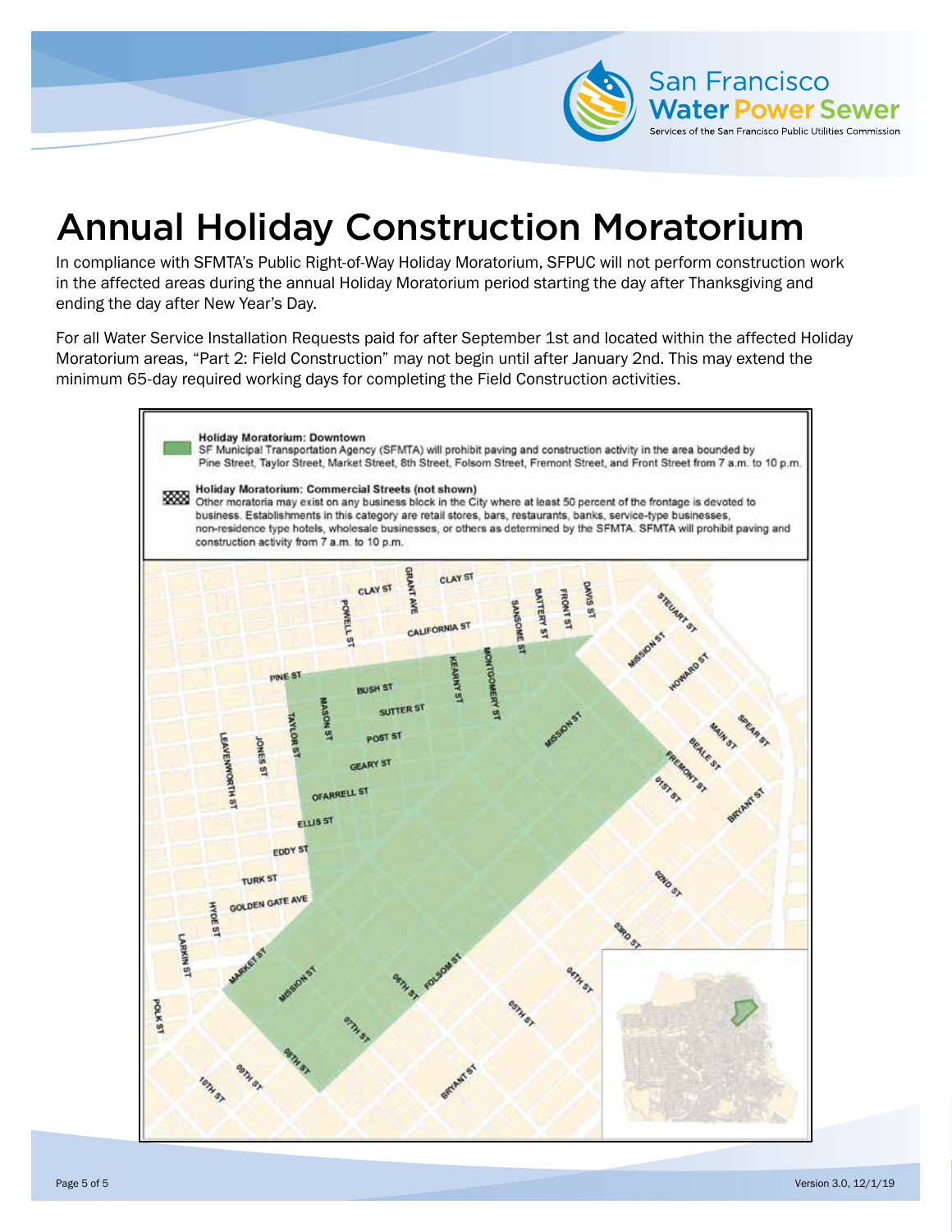# Annual Holiday Construction Moratorium

In compliance with SFMTA's Public Right-of-Way Holiday Moratorium, SFPUC will not perform construction work in the affected areas during the annual Holiday Moratorium period starting the day after Thanksgiving and ending the day after New Year's Day.

For all Water Service Installation Requests paid for after September 1st and located within the affected Holiday Moratorium areas, "Part 2: Field Construction" may not begin until after January 2nd. This may extend the minimum 65-day required working days for completing the Field Construction activities.

**Holiday Moratorium: Downtown**
SF Municipal Transportation Agency (SFMTA) will prohibit paving and construction activity in the area bounded by Pine Street, Taylor Street, Market Street, 8th Street, Folsom Street, Fremont Street, and Front Street from 7 a.m. to 10 p.m.

**Holiday Moratorium: Commercial Streets (not shown)**
Other moratoria may exist on any business block in the City where at least 50 percent of the frontage is devoted to business. Establishments in this category are retail stores, bars, restaurants, banks, service-type businesses, non-residence type hotels, wholesale businesses, or others as determined by the SFMTA. SFMTA will prohibit paving and construction activity from 7 a.m. to 10 p.m.

CLAY ST
GRANT AVE
POWELL ST
CALIFORNIA ST
SANSOME ST
BATTERY ST
FRONT ST
DAVIS ST
STEUART ST
MISSION ST
HOWARD ST
PINE ST
BUSH ST
KEARNY ST
MONTGOMERY ST
MASON ST
SUTTER ST
TAYLOR ST
POST ST
LEAVENWORTH ST
JONES ST
GEARY ST
SPEAR ST
MAIN ST
BEALE ST
FREMONT ST
01ST ST
BRYANT ST
OFARRELL ST
ELLIS ST
EDDY ST
TURK ST
GOLDEN GATE AVE
HYDE ST
02ND ST
03RD ST
LARKIN ST
MARKET ST
06TH ST
FOLSOM ST
04TH ST
POLK ST
07TH ST
05TH ST
08TH ST
09TH ST
10TH ST